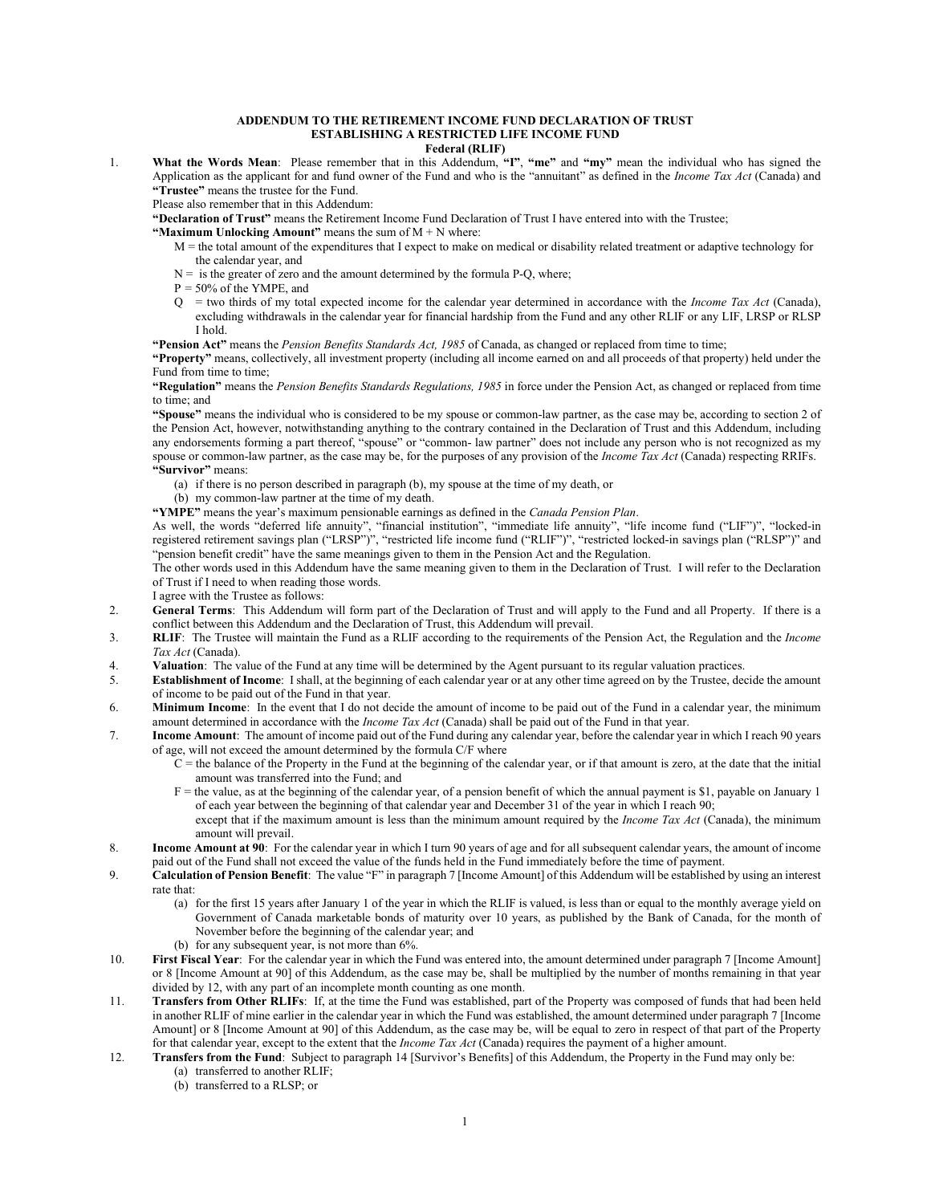# ADDENDUM TO THE RETIREMENT INCOME FUND DECLARATION OF TRUST ESTABLISHING A RESTRICTED LIFE INCOME FUND

## Federal (RLIF)

1. **What the Words Mean**: Please remember that in this Addendum, **"I"**, **"me"** and **"my"** mean the individual who has signed the Application as the applicant for and fund owner of the Fund and who is the "annuitant" as defined in the *Income Tax Act* (Canada) and **"Trustee"** means the trustee for the Fund.

   Please also remember that in this Addendum:

   **"Declaration of Trust"** means the Retirement Income Fund Declaration of Trust I have entered into with the Trustee;

   **"Maximum Unlocking Amount"** means the sum of M + N where:

   M = the total amount of the expenditures that I expect to make on medical or disability related treatment or adaptive technology for the calendar year, and

   N = is the greater of zero and the amount determined by the formula P-Q, where;

   P = 50% of the YMPE, and

   Q = two thirds of my total expected income for the calendar year determined in accordance with the *Income Tax Act* (Canada), excluding withdrawals in the calendar year for financial hardship from the Fund and any other RLIF or any LIF, LRSP or RLSP I hold.

   **"Pension Act"** means the *Pension Benefits Standards Act, 1985* of Canada, as changed or replaced from time to time;

   **"Property"** means, collectively, all investment property (including all income earned on and all proceeds of that property) held under the Fund from time to time;

   **"Regulation"** means the *Pension Benefits Standards Regulations, 1985* in force under the Pension Act, as changed or replaced from time to time; and

   **"Spouse"** means the individual who is considered to be my spouse or common-law partner, as the case may be, according to section 2 of the Pension Act, however, notwithstanding anything to the contrary contained in the Declaration of Trust and this Addendum, including any endorsements forming a part thereof, "spouse" or "common- law partner" does not include any person who is not recognized as my spouse or common-law partner, as the case may be, for the purposes of any provision of the *Income Tax Act* (Canada) respecting RRIFs.

   **"Survivor"** means:

   (a) if there is no person described in paragraph (b), my spouse at the time of my death, or

   (b) my common-law partner at the time of my death.

   **"YMPE"** means the year's maximum pensionable earnings as defined in the *Canada Pension Plan*.

   As well, the words "deferred life annuity", "financial institution", "immediate life annuity", "life income fund ("LIF")", "locked-in registered retirement savings plan ("LRSP")", "restricted life income fund ("RLIF")", "restricted locked-in savings plan ("RLSP")" and "pension benefit credit" have the same meanings given to them in the Pension Act and the Regulation.

   The other words used in this Addendum have the same meaning given to them in the Declaration of Trust. I will refer to the Declaration of Trust if I need to when reading those words.

   I agree with the Trustee as follows:

2. **General Terms**: This Addendum will form part of the Declaration of Trust and will apply to the Fund and all Property. If there is a conflict between this Addendum and the Declaration of Trust, this Addendum will prevail.

3. **RLIF**: The Trustee will maintain the Fund as a RLIF according to the requirements of the Pension Act, the Regulation and the *Income Tax Act* (Canada).

4. **Valuation**: The value of the Fund at any time will be determined by the Agent pursuant to its regular valuation practices.

5. **Establishment of Income**: I shall, at the beginning of each calendar year or at any other time agreed on by the Trustee, decide the amount of income to be paid out of the Fund in that year.

6. **Minimum Income**: In the event that I do not decide the amount of income to be paid out of the Fund in a calendar year, the minimum amount determined in accordance with the *Income Tax Act* (Canada) shall be paid out of the Fund in that year.

7. **Income Amount**: The amount of income paid out of the Fund during any calendar year, before the calendar year in which I reach 90 years of age, will not exceed the amount determined by the formula C/F where

   C = the balance of the Property in the Fund at the beginning of the calendar year, or if that amount is zero, at the date that the initial amount was transferred into the Fund; and

   F = the value, as at the beginning of the calendar year, of a pension benefit of which the annual payment is $1, payable on January 1 of each year between the beginning of that calendar year and December 31 of the year in which I reach 90;

   except that if the maximum amount is less than the minimum amount required by the *Income Tax Act* (Canada), the minimum amount will prevail.

8. **Income Amount at 90**: For the calendar year in which I turn 90 years of age and for all subsequent calendar years, the amount of income paid out of the Fund shall not exceed the value of the funds held in the Fund immediately before the time of payment.

9. **Calculation of Pension Benefit**: The value "F" in paragraph 7 [Income Amount] of this Addendum will be established by using an interest rate that:

   (a) for the first 15 years after January 1 of the year in which the RLIF is valued, is less than or equal to the monthly average yield on Government of Canada marketable bonds of maturity over 10 years, as published by the Bank of Canada, for the month of November before the beginning of the calendar year; and

   (b) for any subsequent year, is not more than 6%.

10. **First Fiscal Year**: For the calendar year in which the Fund was entered into, the amount determined under paragraph 7 [Income Amount] or 8 [Income Amount at 90] of this Addendum, as the case may be, shall be multiplied by the number of months remaining in that year divided by 12, with any part of an incomplete month counting as one month.

11. **Transfers from Other RLIFs**: If, at the time the Fund was established, part of the Property was composed of funds that had been held in another RLIF of mine earlier in the calendar year in which the Fund was established, the amount determined under paragraph 7 [Income Amount] or 8 [Income Amount at 90] of this Addendum, as the case may be, will be equal to zero in respect of that part of the Property for that calendar year, except to the extent that the *Income Tax Act* (Canada) requires the payment of a higher amount.

12. **Transfers from the Fund**: Subject to paragraph 14 [Survivor's Benefits] of this Addendum, the Property in the Fund may only be:

    (a) transferred to another RLIF;

    (b) transferred to a RLSP; or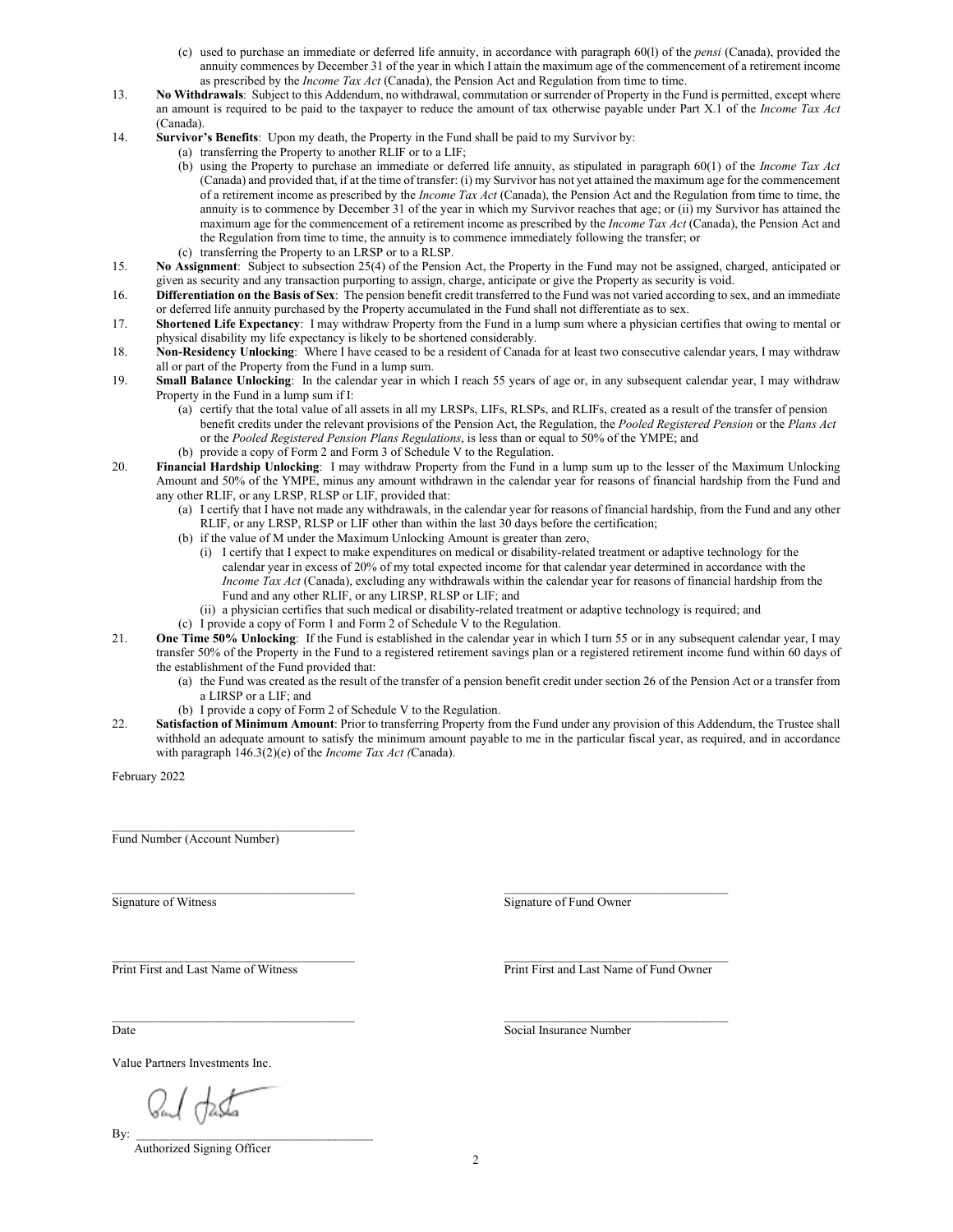(c) used to purchase an immediate or deferred life annuity, in accordance with paragraph 60(l) of the *pensi* (Canada), provided the annuity commences by December 31 of the year in which I attain the maximum age of the commencement of a retirement income as prescribed by the *Income Tax Act* (Canada), the Pension Act and Regulation from time to time.

13. **No Withdrawals**: Subject to this Addendum, no withdrawal, commutation or surrender of Property in the Fund is permitted, except where an amount is required to be paid to the taxpayer to reduce the amount of tax otherwise payable under Part X.1 of the *Income Tax Act* (Canada).

14. **Survivor's Benefits**: Upon my death, the Property in the Fund shall be paid to my Survivor by:
    (a) transferring the Property to another RLIF or to a LIF;
    (b) using the Property to purchase an immediate or deferred life annuity, as stipulated in paragraph 60(1) of the *Income Tax Act* (Canada) and provided that, if at the time of transfer: (i) my Survivor has not yet attained the maximum age for the commencement of a retirement income as prescribed by the *Income Tax Act* (Canada), the Pension Act and the Regulation from time to time, the annuity is to commence by December 31 of the year in which my Survivor reaches that age; or (ii) my Survivor has attained the maximum age for the commencement of a retirement income as prescribed by the *Income Tax Act* (Canada), the Pension Act and the Regulation from time to time, the annuity is to commence immediately following the transfer; or
    (c) transferring the Property to an LRSP or to a RLSP.

15. **No Assignment**: Subject to subsection 25(4) of the Pension Act, the Property in the Fund may not be assigned, charged, anticipated or given as security and any transaction purporting to assign, charge, anticipate or give the Property as security is void.

16. **Differentiation on the Basis of Sex**: The pension benefit credit transferred to the Fund was not varied according to sex, and an immediate or deferred life annuity purchased by the Property accumulated in the Fund shall not differentiate as to sex.

17. **Shortened Life Expectancy**: I may withdraw Property from the Fund in a lump sum where a physician certifies that owing to mental or physical disability my life expectancy is likely to be shortened considerably.

18. **Non-Residency Unlocking**: Where I have ceased to be a resident of Canada for at least two consecutive calendar years, I may withdraw all or part of the Property from the Fund in a lump sum.

19. **Small Balance Unlocking**: In the calendar year in which I reach 55 years of age or, in any subsequent calendar year, I may withdraw Property in the Fund in a lump sum if I:
    (a) certify that the total value of all assets in all my LRSPs, LIFs, RLSPs, and RLIFs, created as a result of the transfer of pension benefit credits under the relevant provisions of the Pension Act, the Regulation, the *Pooled Registered Pension* or the *Plans Act* or the *Pooled Registered Pension Plans Regulations*, is less than or equal to 50% of the YMPE; and
    (b) provide a copy of Form 2 and Form 3 of Schedule V to the Regulation.

20. **Financial Hardship Unlocking**: I may withdraw Property from the Fund in a lump sum up to the lesser of the Maximum Unlocking Amount and 50% of the YMPE, minus any amount withdrawn in the calendar year for reasons of financial hardship from the Fund and any other RLIF, or any LRSP, RLSP or LIF, provided that:
    (a) I certify that I have not made any withdrawals, in the calendar year for reasons of financial hardship, from the Fund and any other RLIF, or any LRSP, RLSP or LIF other than within the last 30 days before the certification;
    (b) if the value of M under the Maximum Unlocking Amount is greater than zero,
        (i) I certify that I expect to make expenditures on medical or disability-related treatment or adaptive technology for the calendar year in excess of 20% of my total expected income for that calendar year determined in accordance with the *Income Tax Act* (Canada), excluding any withdrawals within the calendar year for reasons of financial hardship from the Fund and any other RLIF, or any LIRSP, RLSP or LIF; and
        (ii) a physician certifies that such medical or disability-related treatment or adaptive technology is required; and
    (c) I provide a copy of Form 1 and Form 2 of Schedule V to the Regulation.

21. **One Time 50% Unlocking**: If the Fund is established in the calendar year in which I turn 55 or in any subsequent calendar year, I may transfer 50% of the Property in the Fund to a registered retirement savings plan or a registered retirement income fund within 60 days of the establishment of the Fund provided that:
    (a) the Fund was created as the result of the transfer of a pension benefit credit under section 26 of the Pension Act or a transfer from a LIRSP or a LIF; and
    (b) I provide a copy of Form 2 of Schedule V to the Regulation.

22. **Satisfaction of Minimum Amount**: Prior to transferring Property from the Fund under any provision of this Addendum, the Trustee shall withhold an adequate amount to satisfy the minimum amount payable to me in the particular fiscal year, as required, and in accordance with paragraph 146.3(2)(e) of the *Income Tax Act (*Canada).

February 2022

\_\_\_\_\_\_\_\_\_\_\_\_\_\_\_\_\_\_\_\_\_\_\_\_\_\_\_\_\_\_\_\_\_\_\_\_\_\_
Fund Number (Account Number)

\_\_\_\_\_\_\_\_\_\_\_\_\_\_\_\_\_\_\_\_\_\_\_\_\_\_\_\_\_\_\_\_\_\_\_\_\_\_
Signature of Witness

\_\_\_\_\_\_\_\_\_\_\_\_\_\_\_\_\_\_\_\_\_\_\_\_\_\_\_\_\_\_\_\_\_\_\_\_\_\_
Signature of Fund Owner

\_\_\_\_\_\_\_\_\_\_\_\_\_\_\_\_\_\_\_\_\_\_\_\_\_\_\_\_\_\_\_\_\_\_\_\_\_\_
Print First and Last Name of Witness

\_\_\_\_\_\_\_\_\_\_\_\_\_\_\_\_\_\_\_\_\_\_\_\_\_\_\_\_\_\_\_\_\_\_\_\_\_\_
Print First and Last Name of Fund Owner

\_\_\_\_\_\_\_\_\_\_\_\_\_\_\_\_\_\_\_\_\_\_\_\_\_\_\_\_\_\_\_\_\_\_\_\_\_\_
Date

\_\_\_\_\_\_\_\_\_\_\_\_\_\_\_\_\_\_\_\_\_\_\_\_\_\_\_\_\_\_\_\_\_\_\_\_\_\_
Social Insurance Number

Value Partners Investments Inc.

By: \_\_\_\_\_\_\_\_\_\_\_\_\_\_\_\_\_\_\_\_\_\_\_\_\_\_\_\_\_\_\_\_\_\_\_\_\_\_
Authorized Signing Officer